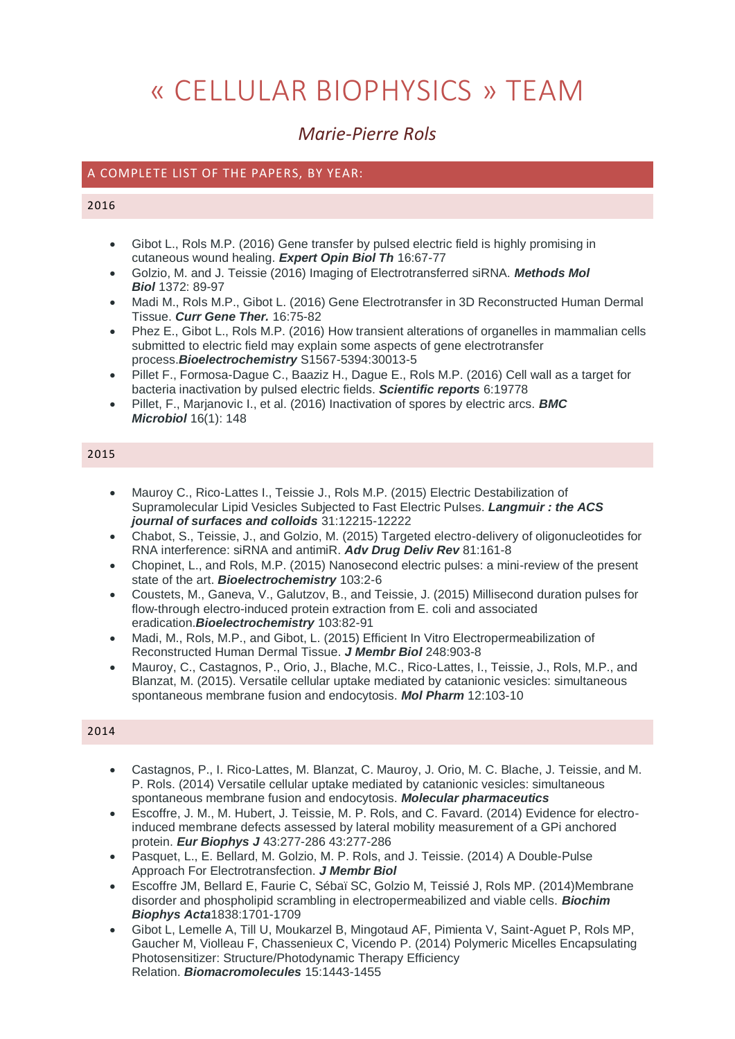# « CELLULAR BIOPHYSICS » TEAM

## *Marie-Pierre Rols*

### A COMPLETE LIST OF THE PAPERS, BY YEAR:

#### 2016

- Gibot L., Rols M.P. (2016) Gene transfer by pulsed electric field is highly promising in cutaneous wound healing. ***Expert Opin Biol Th*** 16:67-77
- Golzio, M. and J. Teissie (2016) Imaging of Electrotransferred siRNA. ***Methods Mol Biol*** 1372: 89-97
- Madi M., Rols M.P., Gibot L. (2016) Gene Electrotransfer in 3D Reconstructed Human Dermal Tissue. ***Curr Gene Ther.*** 16:75-82
- Phez E., Gibot L., Rols M.P. (2016) How transient alterations of organelles in mammalian cells submitted to electric field may explain some aspects of gene electrotransfer process.***Bioelectrochemistry*** S1567-5394:30013-5
- Pillet F., Formosa-Dague C., Baaziz H., Dague E., Rols M.P. (2016) Cell wall as a target for bacteria inactivation by pulsed electric fields. ***Scientific reports*** 6:19778
- Pillet, F., Marjanovic I., et al. (2016) Inactivation of spores by electric arcs. ***BMC Microbiol*** 16(1): 148

#### 2015

- Mauroy C., Rico-Lattes I., Teissie J., Rols M.P. (2015) Electric Destabilization of Supramolecular Lipid Vesicles Subjected to Fast Electric Pulses. ***Langmuir : the ACS journal of surfaces and colloids*** 31:12215-12222
- Chabot, S., Teissie, J., and Golzio, M. (2015) Targeted electro-delivery of oligonucleotides for RNA interference: siRNA and antimiR. ***Adv Drug Deliv Rev*** 81:161-8
- Chopinet, L., and Rols, M.P. (2015) Nanosecond electric pulses: a mini-review of the present state of the art. ***Bioelectrochemistry*** 103:2-6
- Coustets, M., Ganeva, V., Galutzov, B., and Teissie, J. (2015) Millisecond duration pulses for flow-through electro-induced protein extraction from E. coli and associated eradication.***Bioelectrochemistry*** 103:82-91
- Madi, M., Rols, M.P., and Gibot, L. (2015) Efficient In Vitro Electropermeabilization of Reconstructed Human Dermal Tissue. ***J Membr Biol*** 248:903-8
- Mauroy, C., Castagnos, P., Orio, J., Blache, M.C., Rico-Lattes, I., Teissie, J., Rols, M.P., and Blanzat, M. (2015). Versatile cellular uptake mediated by catanionic vesicles: simultaneous spontaneous membrane fusion and endocytosis. ***Mol Pharm*** 12:103-10

#### 2014

- Castagnos, P., I. Rico-Lattes, M. Blanzat, C. Mauroy, J. Orio, M. C. Blache, J. Teissie, and M. P. Rols. (2014) Versatile cellular uptake mediated by catanionic vesicles: simultaneous spontaneous membrane fusion and endocytosis. ***Molecular pharmaceutics***
- Escoffre, J. M., M. Hubert, J. Teissie, M. P. Rols, and C. Favard. (2014) Evidence for electro-induced membrane defects assessed by lateral mobility measurement of a GPi anchored protein. ***Eur Biophys J*** 43:277-286 43:277-286
- Pasquet, L., E. Bellard, M. Golzio, M. P. Rols, and J. Teissie. (2014) A Double-Pulse Approach For Electrotransfection. ***J Membr Biol***
- Escoffre JM, Bellard E, Faurie C, Sébaï SC, Golzio M, Teissié J, Rols MP. (2014)Membrane disorder and phospholipid scrambling in electropermeabilized and viable cells. ***Biochim Biophys Acta***1838:1701-1709
- Gibot L, Lemelle A, Till U, Moukarzel B, Mingotaud AF, Pimienta V, Saint-Aguet P, Rols MP, Gaucher M, Violleau F, Chassenieux C, Vicendo P. (2014) Polymeric Micelles Encapsulating Photosensitizer: Structure/Photodynamic Therapy Efficiency Relation. ***Biomacromolecules*** 15:1443-1455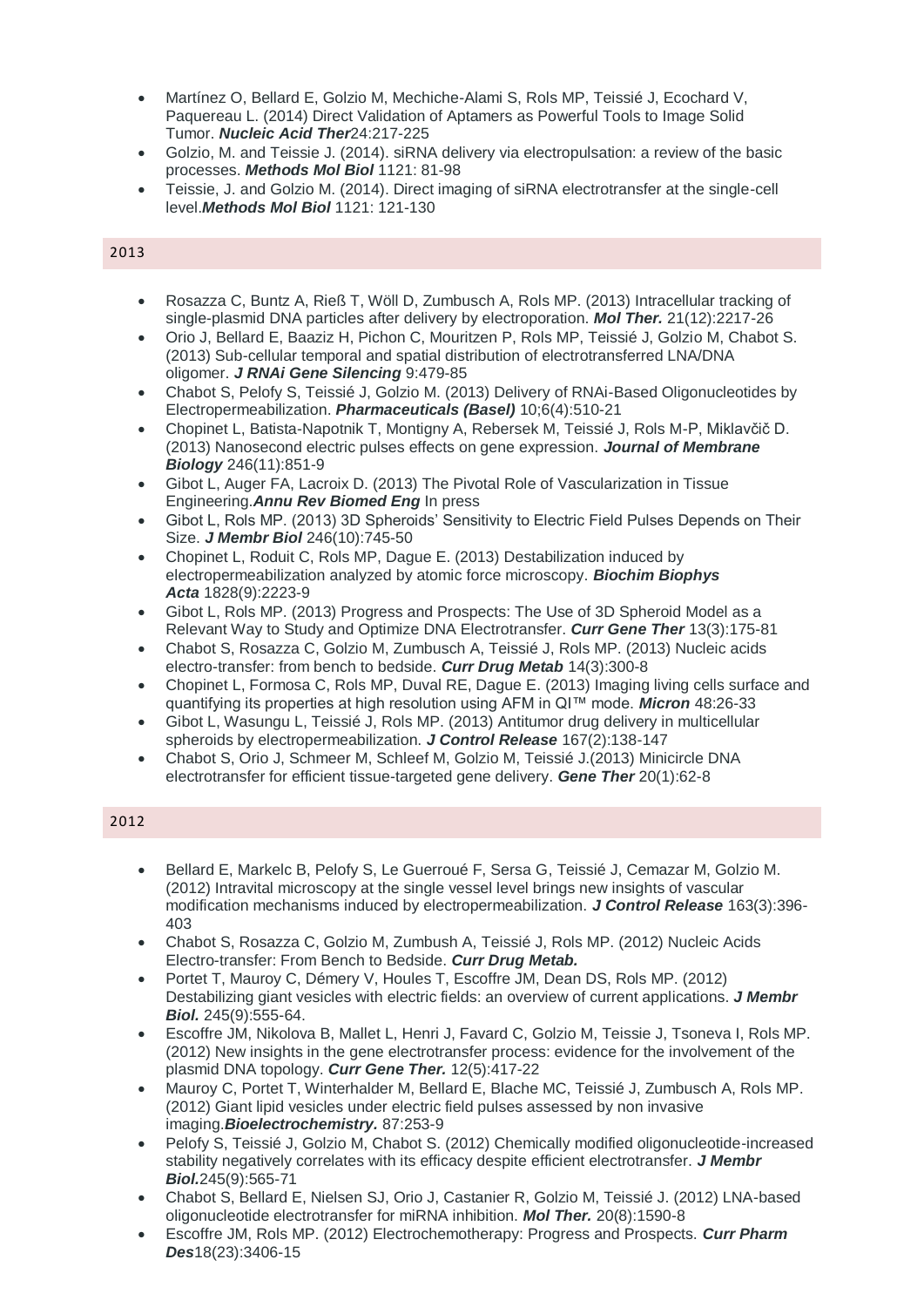- Martínez O, Bellard E, Golzio M, Mechiche-Alami S, Rols MP, Teissié J, Ecochard V, Paquereau L. (2014) Direct Validation of Aptamers as Powerful Tools to Image Solid Tumor. ***Nucleic Acid Ther***24:217-225
- Golzio, M. and Teissie J. (2014). siRNA delivery via electropulsation: a review of the basic processes. ***Methods Mol Biol*** 1121: 81-98
- Teissie, J. and Golzio M. (2014). Direct imaging of siRNA electrotransfer at the single-cell level.***Methods Mol Biol*** 1121: 121-130

## 2013

- Rosazza C, Buntz A, Rieß T, Wöll D, Zumbusch A, Rols MP. (2013) Intracellular tracking of single-plasmid DNA particles after delivery by electroporation. ***Mol Ther.*** 21(12):2217-26
- Orio J, Bellard E, Baaziz H, Pichon C, Mouritzen P, Rols MP, Teissié J, Golzio M, Chabot S. (2013) Sub-cellular temporal and spatial distribution of electrotransferred LNA/DNA oligomer. ***J RNAi Gene Silencing*** 9:479-85
- Chabot S, Pelofy S, Teissié J, Golzio M. (2013) Delivery of RNAi-Based Oligonucleotides by Electropermeabilization. ***Pharmaceuticals (Basel)*** 10;6(4):510-21
- Chopinet L, Batista-Napotnik T, Montigny A, Rebersek M, Teissié J, Rols M-P, Miklavčič D. (2013) Nanosecond electric pulses effects on gene expression. ***Journal of Membrane Biology*** 246(11):851-9
- Gibot L, Auger FA, Lacroix D. (2013) The Pivotal Role of Vascularization in Tissue Engineering.***Annu Rev Biomed Eng*** In press
- Gibot L, Rols MP. (2013) 3D Spheroids' Sensitivity to Electric Field Pulses Depends on Their Size. ***J Membr Biol*** 246(10):745-50
- Chopinet L, Roduit C, Rols MP, Dague E. (2013) Destabilization induced by electropermeabilization analyzed by atomic force microscopy. ***Biochim Biophys Acta*** 1828(9):2223-9
- Gibot L, Rols MP. (2013) Progress and Prospects: The Use of 3D Spheroid Model as a Relevant Way to Study and Optimize DNA Electrotransfer. ***Curr Gene Ther*** 13(3):175-81
- Chabot S, Rosazza C, Golzio M, Zumbusch A, Teissié J, Rols MP. (2013) Nucleic acids electro-transfer: from bench to bedside. ***Curr Drug Metab*** 14(3):300-8
- Chopinet L, Formosa C, Rols MP, Duval RE, Dague E. (2013) Imaging living cells surface and quantifying its properties at high resolution using AFM in QI™ mode. ***Micron*** 48:26-33
- Gibot L, Wasungu L, Teissié J, Rols MP. (2013) Antitumor drug delivery in multicellular spheroids by electropermeabilization. ***J Control Release*** 167(2):138-147
- Chabot S, Orio J, Schmeer M, Schleef M, Golzio M, Teissié J.(2013) Minicircle DNA electrotransfer for efficient tissue-targeted gene delivery. ***Gene Ther*** 20(1):62-8

## 2012

- Bellard E, Markelc B, Pelofy S, Le Guerroué F, Sersa G, Teissié J, Cemazar M, Golzio M. (2012) Intravital microscopy at the single vessel level brings new insights of vascular modification mechanisms induced by electropermeabilization. ***J Control Release*** 163(3):396-403
- Chabot S, Rosazza C, Golzio M, Zumbush A, Teissié J, Rols MP. (2012) Nucleic Acids Electro-transfer: From Bench to Bedside. ***Curr Drug Metab.***
- Portet T, Mauroy C, Démery V, Houles T, Escoffre JM, Dean DS, Rols MP. (2012) Destabilizing giant vesicles with electric fields: an overview of current applications. ***J Membr Biol.*** 245(9):555-64.
- Escoffre JM, Nikolova B, Mallet L, Henri J, Favard C, Golzio M, Teissie J, Tsoneva I, Rols MP. (2012) New insights in the gene electrotransfer process: evidence for the involvement of the plasmid DNA topology. ***Curr Gene Ther.*** 12(5):417-22
- Mauroy C, Portet T, Winterhalder M, Bellard E, Blache MC, Teissié J, Zumbusch A, Rols MP. (2012) Giant lipid vesicles under electric field pulses assessed by non invasive imaging.***Bioelectrochemistry.*** 87:253-9
- Pelofy S, Teissié J, Golzio M, Chabot S. (2012) Chemically modified oligonucleotide-increased stability negatively correlates with its efficacy despite efficient electrotransfer. ***J Membr Biol.***245(9):565-71
- Chabot S, Bellard E, Nielsen SJ, Orio J, Castanier R, Golzio M, Teissié J. (2012) LNA-based oligonucleotide electrotransfer for miRNA inhibition. ***Mol Ther.*** 20(8):1590-8
- Escoffre JM, Rols MP. (2012) Electrochemotherapy: Progress and Prospects. ***Curr Pharm Des***18(23):3406-15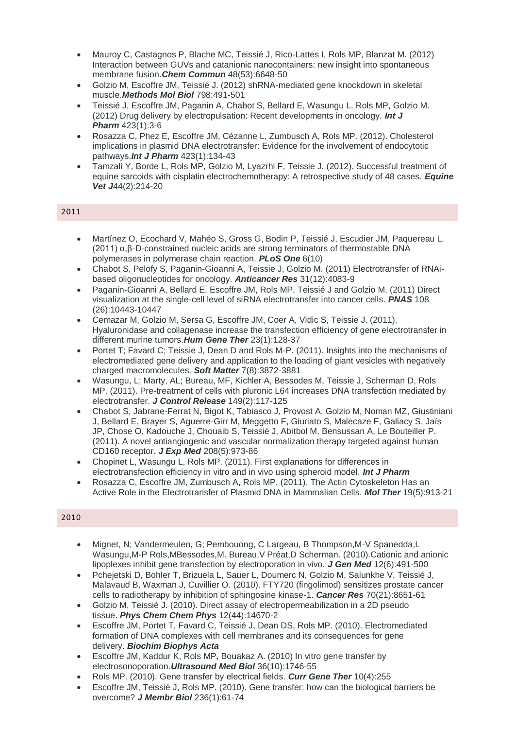- Mauroy C, Castagnos P, Blache MC, Teissié J, Rico-Lattes I, Rols MP, Blanzat M. (2012) Interaction between GUVs and catanionic nanocontainers: new insight into spontaneous membrane fusion.***Chem Commun*** 48(53):6648-50
- Golzio M, Escoffre JM, Teissié J. (2012) shRNA-mediated gene knockdown in skeletal muscle.***Methods Mol Biol*** 798:491-501
- Teissié J, Escoffre JM, Paganin A, Chabot S, Bellard E, Wasungu L, Rols MP, Golzio M. (2012) Drug delivery by electropulsation: Recent developments in oncology. ***Int J Pharm*** 423(1):3-6
- Rosazza C, Phez E, Escoffre JM, Cézanne L, Zumbusch A, Rols MP. (2012). Cholesterol implications in plasmid DNA electrotransfer: Evidence for the involvement of endocytotic pathways.***Int J Pharm*** 423(1):134-43
- Tamzali Y, Borde L, Rols MP, Golzio M, Lyazrhi F, Teissie J. (2012). Successful treatment of equine sarcoids with cisplatin electrochemotherapy: A retrospective study of 48 cases. ***Equine Vet J***44(2):214-20

## 2011

- Martínez O, Ecochard V, Mahéo S, Gross G, Bodin P, Teissié J, Escudier JM, Paquereau L. (2011) α,β-D-constrained nucleic acids are strong terminators of thermostable DNA polymerases in polymerase chain reaction. ***PLoS One*** 6(10)
- Chabot S, Pelofy S, Paganin-Gioanni A, Teissie J, Golzio M. (2011) Electrotransfer of RNAi-based oligonucleotides for oncology. ***Anticancer Res*** 31(12):4083-9
- Paganin-Gioanni A, Bellard E, Escoffre JM, Rols MP, Teissié J and Golzio M. (2011) Direct visualization at the single-cell level of siRNA electrotransfer into cancer cells. ***PNAS*** 108 (26):10443-10447
- Cemazar M, Golzio M, Sersa G, Escoffre JM, Coer A, Vidic S, Teissie J. (2011). Hyaluronidase and collagenase increase the transfection efficiency of gene electrotransfer in different murine tumors.***Hum Gene Ther*** 23(1):128-37
- Portet T; Favard C; Teissie J, Dean D and Rols M-P. (2011). Insights into the mechanisms of electromediated gene delivery and application to the loading of giant vesicles with negatively charged macromolecules. ***Soft Matter*** 7(8):3872-3881
- Wasungu, L; Marty, AL; Bureau, MF, Kichler A, Bessodes M, Teissie J, Scherman D, Rols MP. (2011). Pre-treatment of cells with pluronic L64 increases DNA transfection mediated by electrotransfer. ***J Control Release*** 149(2):117-125
- Chabot S, Jabrane-Ferrat N, Bigot K, Tabiasco J, Provost A, Golzio M, Noman MZ, Giustiniani J, Bellard E, Brayer S, Aguerre-Girr M, Meggetto F, Giuriato S, Malecaze F, Galiacy S, Jaïs JP, Chose O, Kadouche J, Chouaib S, Teissié J, Abitbol M, Bensussan A, Le Bouteiller P. (2011). A novel antiangiogenic and vascular normalization therapy targeted against human CD160 receptor. ***J Exp Med*** 208(5):973-86
- Chopinet L, Wasungu L, Rols MP. (2011). First explanations for differences in electrotransfection efficiency in vitro and in vivo using spheroid model. ***Int J Pharm***
- Rosazza C, Escoffre JM, Zumbusch A, Rols MP. (2011). The Actin Cytoskeleton Has an Active Role in the Electrotransfer of Plasmid DNA in Mammalian Cells. ***Mol Ther*** 19(5):913-21

## 2010

- Mignet, N; Vandermeulen, G; Pembouong, C Largeau, B Thompson,M-V Spanedda,L Wasungu,M-P Rols,MBessodes,M. Bureau,V Préat,D Scherman. (2010).Cationic and anionic lipoplexes inhibit gene transfection by electroporation in vivo. ***J Gen Med*** 12(6):491-500
- Pchejetski D, Bohler T, Brizuela L, Sauer L, Doumerc N, Golzio M, Salunkhe V, Teissié J, Malavaud B, Waxman J, Cuvillier O. (2010). FTY720 (fingolimod) sensitizes prostate cancer cells to radiotherapy by inhibition of sphingosine kinase-1. ***Cancer Res*** 70(21):8651-61
- Golzio M, Teissié J. (2010). Direct assay of electropermeabilization in a 2D pseudo tissue. ***Phys Chem Chem Phys*** 12(44):14670-2
- Escoffre JM, Portet T, Favard C, Teissié J, Dean DS, Rols MP. (2010). Electromediated formation of DNA complexes with cell membranes and its consequences for gene delivery. ***Biochim Biophys Acta***
- Escoffre JM, Kaddur K, Rols MP, Bouakaz A. (2010) In vitro gene transfer by electrosonoporation.***Ultrasound Med Biol*** 36(10):1746-55
- Rols MP. (2010). Gene transfer by electrical fields. ***Curr Gene Ther*** 10(4):255
- Escoffre JM, Teissié J, Rols MP. (2010). Gene transfer: how can the biological barriers be overcome? ***J Membr Biol*** 236(1):61-74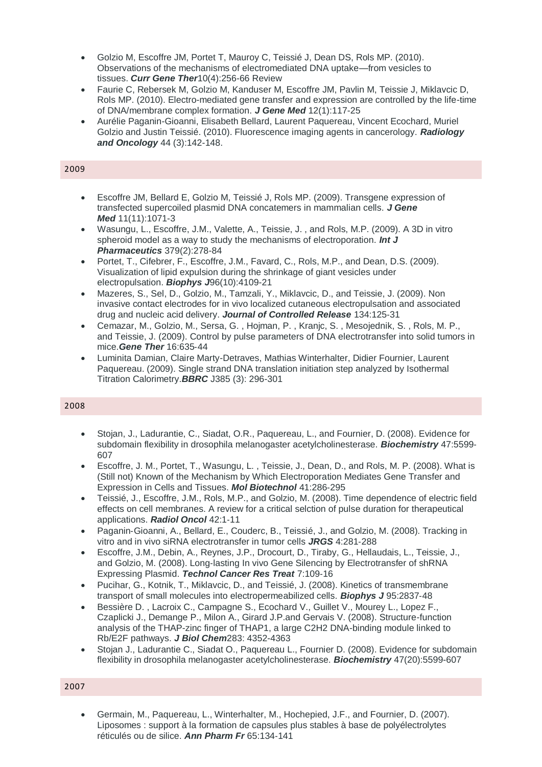- Golzio M, Escoffre JM, Portet T, Mauroy C, Teissié J, Dean DS, Rols MP. (2010). Observations of the mechanisms of electromediated DNA uptake—from vesicles to tissues. ***Curr Gene Ther***10(4):256-66 Review
- Faurie C, Rebersek M, Golzio M, Kanduser M, Escoffre JM, Pavlin M, Teissie J, Miklavcic D, Rols MP. (2010). Electro-mediated gene transfer and expression are controlled by the life-time of DNA/membrane complex formation. ***J Gene Med*** 12(1):117-25
- Aurélie Paganin-Gioanni, Elisabeth Bellard, Laurent Paquereau, Vincent Ecochard, Muriel Golzio and Justin Teissié. (2010). Fluorescence imaging agents in cancerology. ***Radiology and Oncology*** 44 (3):142-148.

## 2009

- Escoffre JM, Bellard E, Golzio M, Teissié J, Rols MP. (2009). Transgene expression of transfected supercoiled plasmid DNA concatemers in mammalian cells. ***J Gene Med*** 11(11):1071-3
- Wasungu, L., Escoffre, J.M., Valette, A., Teissie, J. , and Rols, M.P. (2009). A 3D in vitro spheroid model as a way to study the mechanisms of electroporation. ***Int J Pharmaceutics*** 379(2):278-84
- Portet, T., Cifebrer, F., Escoffre, J.M., Favard, C., Rols, M.P., and Dean, D.S. (2009). Visualization of lipid expulsion during the shrinkage of giant vesicles under electropulsation. ***Biophys J***96(10):4109-21
- Mazeres, S., Sel, D., Golzio, M., Tamzali, Y., Miklavcic, D., and Teissie, J. (2009). Non invasive contact electrodes for in vivo localized cutaneous electropulsation and associated drug and nucleic acid delivery. ***Journal of Controlled Release*** 134:125-31
- Cemazar, M., Golzio, M., Sersa, G. , Hojman, P. , Kranjc, S. , Mesojednik, S. , Rols, M. P., and Teissie, J. (2009). Control by pulse parameters of DNA electrotransfer into solid tumors in mice.***Gene Ther*** 16:635-44
- Luminita Damian, Claire Marty-Detraves, Mathias Winterhalter, Didier Fournier, Laurent Paquereau. (2009). Single strand DNA translation initiation step analyzed by Isothermal Titration Calorimetry.***BBRC*** J385 (3): 296-301

## 2008

- Stojan, J., Ladurantie, C., Siadat, O.R., Paquereau, L., and Fournier, D. (2008). Evidence for subdomain flexibility in drosophila melanogaster acetylcholinesterase. ***Biochemistry*** 47:5599-607
- Escoffre, J. M., Portet, T., Wasungu, L. , Teissie, J., Dean, D., and Rols, M. P. (2008). What is (Still not) Known of the Mechanism by Which Electroporation Mediates Gene Transfer and Expression in Cells and Tissues. ***Mol Biotechnol*** 41:286-295
- Teissié, J., Escoffre, J.M., Rols, M.P., and Golzio, M. (2008). Time dependence of electric field effects on cell membranes. A review for a critical selction of pulse duration for therapeutical applications. ***Radiol Oncol*** 42:1-11
- Paganin-Gioanni, A., Bellard, E., Couderc, B., Teissié, J., and Golzio, M. (2008). Tracking in vitro and in vivo siRNA electrotransfer in tumor cells ***JRGS*** 4:281-288
- Escoffre, J.M., Debin, A., Reynes, J.P., Drocourt, D., Tiraby, G., Hellaudais, L., Teissie, J., and Golzio, M. (2008). Long-lasting In vivo Gene Silencing by Electrotransfer of shRNA Expressing Plasmid. ***Technol Cancer Res Treat*** 7:109-16
- Pucihar, G., Kotnik, T., Miklavcic, D., and Teissié, J. (2008). Kinetics of transmembrane transport of small molecules into electropermeabilized cells. ***Biophys J*** 95:2837-48
- Bessière D. , Lacroix C., Campagne S., Ecochard V., Guillet V., Mourey L., Lopez F., Czaplicki J., Demange P., Milon A., Girard J.P.and Gervais V. (2008). Structure-function analysis of the THAP-zinc finger of THAP1, a large C2H2 DNA-binding module linked to Rb/E2F pathways. ***J Biol Chem***283: 4352-4363
- Stojan J., Ladurantie C., Siadat O., Paquereau L., Fournier D. (2008). Evidence for subdomain flexibility in drosophila melanogaster acetylcholinesterase. ***Biochemistry*** 47(20):5599-607

## 2007

- Germain, M., Paquereau, L., Winterhalter, M., Hochepied, J.F., and Fournier, D. (2007). Liposomes : support à la formation de capsules plus stables à base de polyélectrolytes réticulés ou de silice. ***Ann Pharm Fr*** 65:134-141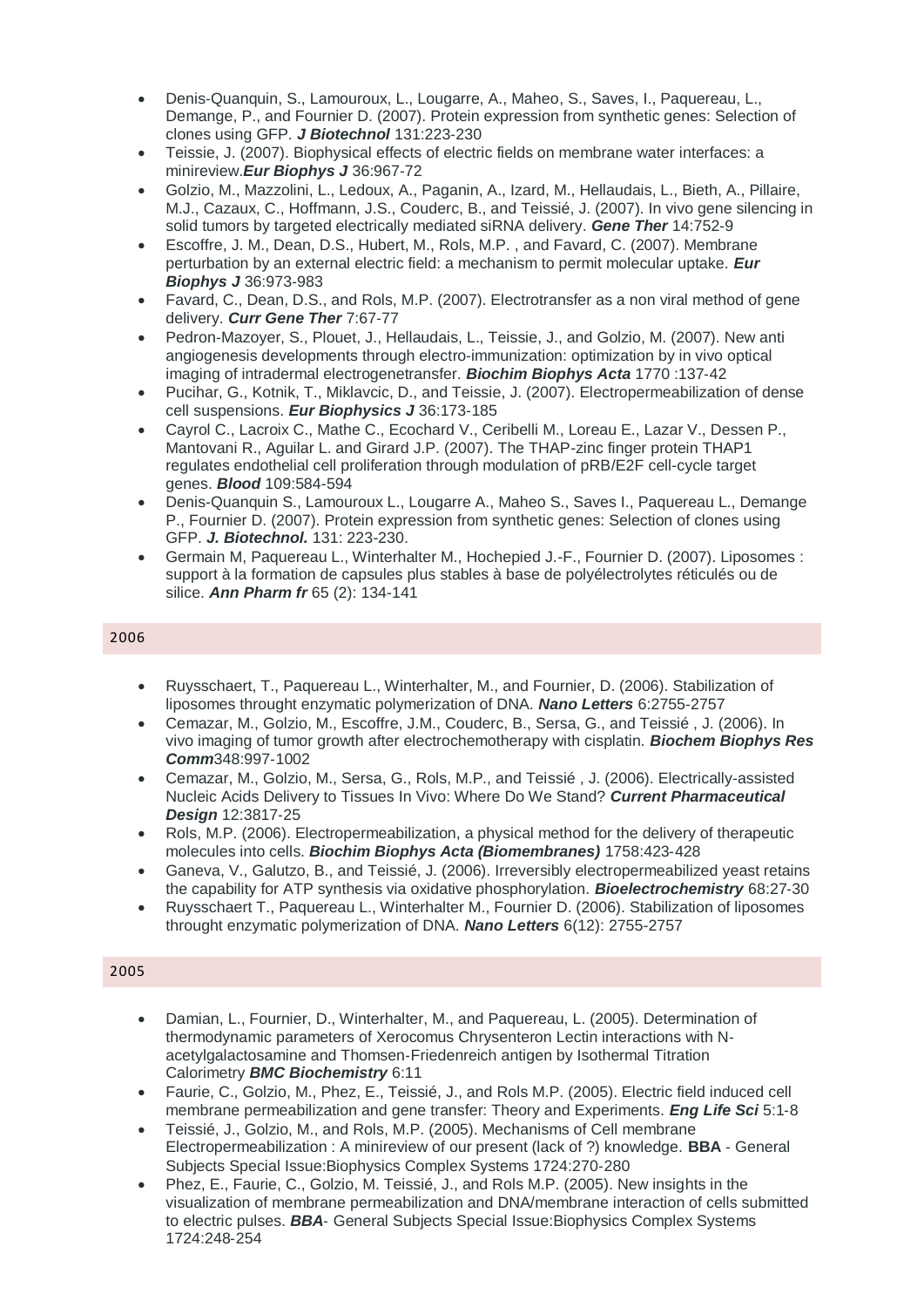- Denis-Quanquin, S., Lamouroux, L., Lougarre, A., Maheo, S., Saves, I., Paquereau, L., Demange, P., and Fournier D. (2007). Protein expression from synthetic genes: Selection of clones using GFP. ***J Biotechnol*** 131:223-230
- Teissie, J. (2007). Biophysical effects of electric fields on membrane water interfaces: a minireview.***Eur Biophys J*** 36:967-72
- Golzio, M., Mazzolini, L., Ledoux, A., Paganin, A., Izard, M., Hellaudais, L., Bieth, A., Pillaire, M.J., Cazaux, C., Hoffmann, J.S., Couderc, B., and Teissié, J. (2007). In vivo gene silencing in solid tumors by targeted electrically mediated siRNA delivery. ***Gene Ther*** 14:752-9
- Escoffre, J. M., Dean, D.S., Hubert, M., Rols, M.P. , and Favard, C. (2007). Membrane perturbation by an external electric field: a mechanism to permit molecular uptake. ***Eur Biophys J*** 36:973-983
- Favard, C., Dean, D.S., and Rols, M.P. (2007). Electrotransfer as a non viral method of gene delivery. ***Curr Gene Ther*** 7:67-77
- Pedron-Mazoyer, S., Plouet, J., Hellaudais, L., Teissie, J., and Golzio, M. (2007). New anti angiogenesis developments through electro-immunization: optimization by in vivo optical imaging of intradermal electrogenetransfer. ***Biochim Biophys Acta*** 1770 :137-42
- Pucihar, G., Kotnik, T., Miklavcic, D., and Teissie, J. (2007). Electropermeabilization of dense cell suspensions. ***Eur Biophysics J*** 36:173-185
- Cayrol C., Lacroix C., Mathe C., Ecochard V., Ceribelli M., Loreau E., Lazar V., Dessen P., Mantovani R., Aguilar L. and Girard J.P. (2007). The THAP-zinc finger protein THAP1 regulates endothelial cell proliferation through modulation of pRB/E2F cell-cycle target genes. ***Blood*** 109:584-594
- Denis-Quanquin S., Lamouroux L., Lougarre A., Maheo S., Saves I., Paquereau L., Demange P., Fournier D. (2007). Protein expression from synthetic genes: Selection of clones using GFP. ***J. Biotechnol.*** 131: 223-230.
- Germain M, Paquereau L., Winterhalter M., Hochepied J.-F., Fournier D. (2007). Liposomes : support à la formation de capsules plus stables à base de polyélectrolytes réticulés ou de silice. ***Ann Pharm fr*** 65 (2): 134-141

## 2006

- Ruysschaert, T., Paquereau L., Winterhalter, M., and Fournier, D. (2006). Stabilization of liposomes throught enzymatic polymerization of DNA. ***Nano Letters*** 6:2755-2757
- Cemazar, M., Golzio, M., Escoffre, J.M., Couderc, B., Sersa, G., and Teissié , J. (2006). In vivo imaging of tumor growth after electrochemotherapy with cisplatin. ***Biochem Biophys Res Comm***348:997-1002
- Cemazar, M., Golzio, M., Sersa, G., Rols, M.P., and Teissié , J. (2006). Electrically-assisted Nucleic Acids Delivery to Tissues In Vivo: Where Do We Stand? ***Current Pharmaceutical Design*** 12:3817-25
- Rols, M.P. (2006). Electropermeabilization, a physical method for the delivery of therapeutic molecules into cells. ***Biochim Biophys Acta (Biomembranes)*** 1758:423-428
- Ganeva, V., Galutzo, B., and Teissié, J. (2006). Irreversibly electropermeabilized yeast retains the capability for ATP synthesis via oxidative phosphorylation. ***Bioelectrochemistry*** 68:27-30
- Ruysschaert T., Paquereau L., Winterhalter M., Fournier D. (2006). Stabilization of liposomes throught enzymatic polymerization of DNA. ***Nano Letters*** 6(12): 2755-2757

## 2005

- Damian, L., Fournier, D., Winterhalter, M., and Paquereau, L. (2005). Determination of thermodynamic parameters of Xerocomus Chrysenteron Lectin interactions with N-acetylgalactosamine and Thomsen-Friedenreich antigen by Isothermal Titration Calorimetry ***BMC Biochemistry*** 6:11
- Faurie, C., Golzio, M., Phez, E., Teissié, J., and Rols M.P. (2005). Electric field induced cell membrane permeabilization and gene transfer: Theory and Experiments. ***Eng Life Sci*** 5:1-8
- Teissié, J., Golzio, M., and Rols, M.P. (2005). Mechanisms of Cell membrane Electropermeabilization : A minireview of our present (lack of ?) knowledge. **BBA** - General Subjects Special Issue:Biophysics Complex Systems 1724:270-280
- Phez, E., Faurie, C., Golzio, M. Teissié, J., and Rols M.P. (2005). New insights in the visualization of membrane permeabilization and DNA/membrane interaction of cells submitted to electric pulses. ***BBA***- General Subjects Special Issue:Biophysics Complex Systems 1724:248-254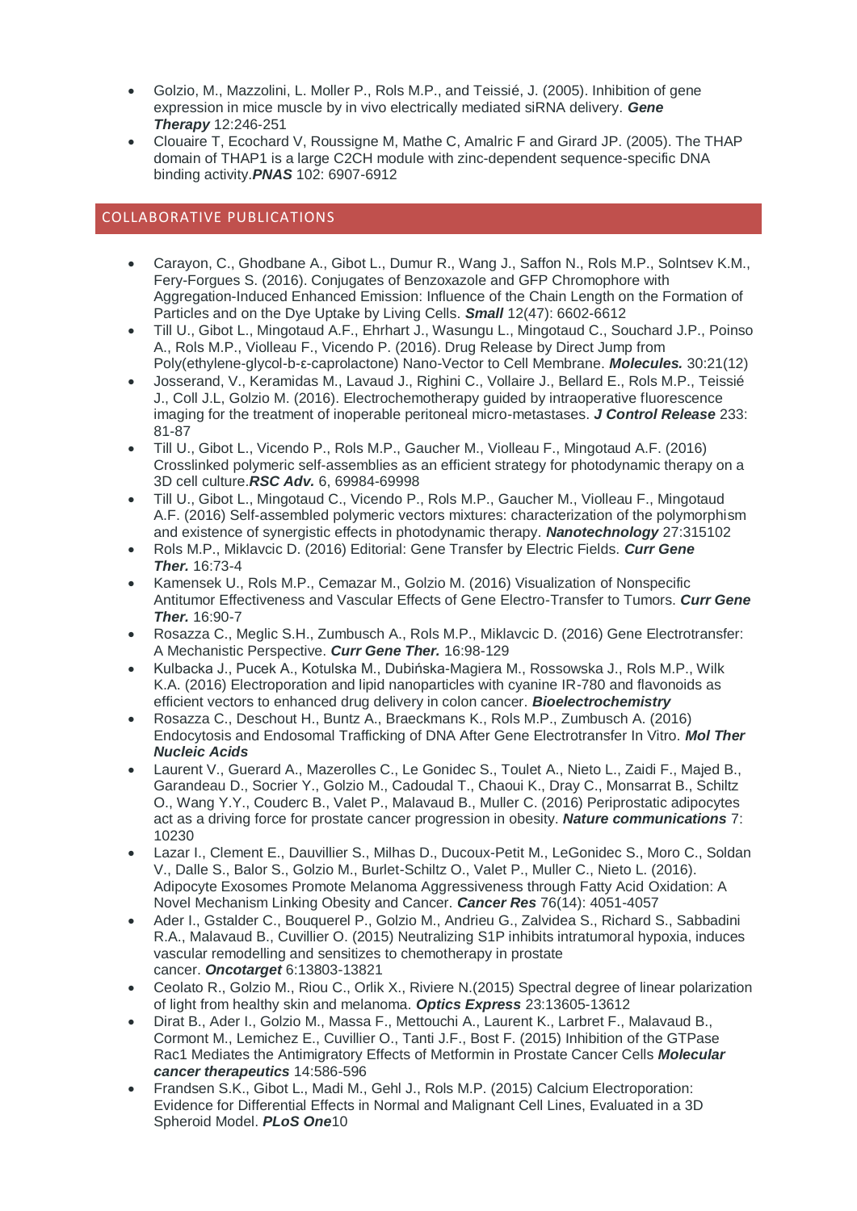- Golzio, M., Mazzolini, L. Moller P., Rols M.P., and Teissié, J. (2005). Inhibition of gene expression in mice muscle by in vivo electrically mediated siRNA delivery. ***Gene Therapy*** 12:246-251
- Clouaire T, Ecochard V, Roussigne M, Mathe C, Amalric F and Girard JP. (2005). The THAP domain of THAP1 is a large C2CH module with zinc-dependent sequence-specific DNA binding activity.***PNAS*** 102: 6907-6912

## COLLABORATIVE PUBLICATIONS

- Carayon, C., Ghodbane A., Gibot L., Dumur R., Wang J., Saffon N., Rols M.P., Solntsev K.M., Fery-Forgues S. (2016). Conjugates of Benzoxazole and GFP Chromophore with Aggregation-Induced Enhanced Emission: Influence of the Chain Length on the Formation of Particles and on the Dye Uptake by Living Cells. ***Small*** 12(47): 6602-6612
- Till U., Gibot L., Mingotaud A.F., Ehrhart J., Wasungu L., Mingotaud C., Souchard J.P., Poinso A., Rols M.P., Violleau F., Vicendo P. (2016). Drug Release by Direct Jump from Poly(ethylene-glycol-b-ε-caprolactone) Nano-Vector to Cell Membrane. ***Molecules.*** 30:21(12)
- Josserand, V., Keramidas M., Lavaud J., Righini C., Vollaire J., Bellard E., Rols M.P., Teissié J., Coll J.L, Golzio M. (2016). Electrochemotherapy guided by intraoperative fluorescence imaging for the treatment of inoperable peritoneal micro-metastases. ***J Control Release*** 233: 81-87
- Till U., Gibot L., Vicendo P., Rols M.P., Gaucher M., Violleau F., Mingotaud A.F. (2016) Crosslinked polymeric self-assemblies as an efficient strategy for photodynamic therapy on a 3D cell culture.***RSC Adv.*** 6, 69984-69998
- Till U., Gibot L., Mingotaud C., Vicendo P., Rols M.P., Gaucher M., Violleau F., Mingotaud A.F. (2016) Self-assembled polymeric vectors mixtures: characterization of the polymorphism and existence of synergistic effects in photodynamic therapy. ***Nanotechnology*** 27:315102
- Rols M.P., Miklavcic D. (2016) Editorial: Gene Transfer by Electric Fields. ***Curr Gene Ther.*** 16:73-4
- Kamensek U., Rols M.P., Cemazar M., Golzio M. (2016) Visualization of Nonspecific Antitumor Effectiveness and Vascular Effects of Gene Electro-Transfer to Tumors. ***Curr Gene Ther.*** 16:90-7
- Rosazza C., Meglic S.H., Zumbusch A., Rols M.P., Miklavcic D. (2016) Gene Electrotransfer: A Mechanistic Perspective. ***Curr Gene Ther.*** 16:98-129
- Kulbacka J., Pucek A., Kotulska M., Dubińska-Magiera M., Rossowska J., Rols M.P., Wilk K.A. (2016) Electroporation and lipid nanoparticles with cyanine IR-780 and flavonoids as efficient vectors to enhanced drug delivery in colon cancer. ***Bioelectrochemistry***
- Rosazza C., Deschout H., Buntz A., Braeckmans K., Rols M.P., Zumbusch A. (2016) Endocytosis and Endosomal Trafficking of DNA After Gene Electrotransfer In Vitro. ***Mol Ther Nucleic Acids***
- Laurent V., Guerard A., Mazerolles C., Le Gonidec S., Toulet A., Nieto L., Zaidi F., Majed B., Garandeau D., Socrier Y., Golzio M., Cadoudal T., Chaoui K., Dray C., Monsarrat B., Schiltz O., Wang Y.Y., Couderc B., Valet P., Malavaud B., Muller C. (2016) Periprostatic adipocytes act as a driving force for prostate cancer progression in obesity. ***Nature communications*** 7: 10230
- Lazar I., Clement E., Dauvillier S., Milhas D., Ducoux-Petit M., LeGonidec S., Moro C., Soldan V., Dalle S., Balor S., Golzio M., Burlet-Schiltz O., Valet P., Muller C., Nieto L. (2016). Adipocyte Exosomes Promote Melanoma Aggressiveness through Fatty Acid Oxidation: A Novel Mechanism Linking Obesity and Cancer. ***Cancer Res*** 76(14): 4051-4057
- Ader I., Gstalder C., Bouquerel P., Golzio M., Andrieu G., Zalvidea S., Richard S., Sabbadini R.A., Malavaud B., Cuvillier O. (2015) Neutralizing S1P inhibits intratumoral hypoxia, induces vascular remodelling and sensitizes to chemotherapy in prostate cancer. ***Oncotarget*** 6:13803-13821
- Ceolato R., Golzio M., Riou C., Orlik X., Riviere N.(2015) Spectral degree of linear polarization of light from healthy skin and melanoma. ***Optics Express*** 23:13605-13612
- Dirat B., Ader I., Golzio M., Massa F., Mettouchi A., Laurent K., Larbret F., Malavaud B., Cormont M., Lemichez E., Cuvillier O., Tanti J.F., Bost F. (2015) Inhibition of the GTPase Rac1 Mediates the Antimigratory Effects of Metformin in Prostate Cancer Cells ***Molecular cancer therapeutics*** 14:586-596
- Frandsen S.K., Gibot L., Madi M., Gehl J., Rols M.P. (2015) Calcium Electroporation: Evidence for Differential Effects in Normal and Malignant Cell Lines, Evaluated in a 3D Spheroid Model. ***PLoS One***10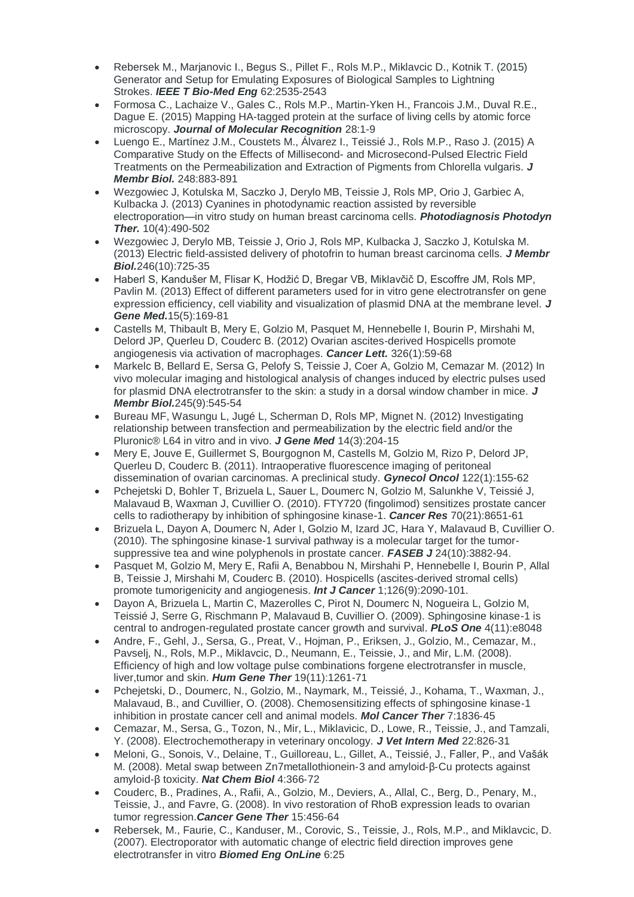- Rebersek M., Marjanovic I., Begus S., Pillet F., Rols M.P., Miklavcic D., Kotnik T. (2015) Generator and Setup for Emulating Exposures of Biological Samples to Lightning Strokes. ***IEEE T Bio-Med Eng*** 62:2535-2543
- Formosa C., Lachaize V., Gales C., Rols M.P., Martin-Yken H., Francois J.M., Duval R.E., Dague E. (2015) Mapping HA-tagged protein at the surface of living cells by atomic force microscopy. ***Journal of Molecular Recognition*** 28:1-9
- Luengo E., Martínez J.M., Coustets M., Álvarez I., Teissié J., Rols M.P., Raso J. (2015) A Comparative Study on the Effects of Millisecond- and Microsecond-Pulsed Electric Field Treatments on the Permeabilization and Extraction of Pigments from Chlorella vulgaris. ***J Membr Biol.*** 248:883-891
- Wezgowiec J, Kotulska M, Saczko J, Derylo MB, Teissie J, Rols MP, Orio J, Garbiec A, Kulbacka J. (2013) Cyanines in photodynamic reaction assisted by reversible electroporation—in vitro study on human breast carcinoma cells. ***Photodiagnosis Photodyn Ther.*** 10(4):490-502
- Wezgowiec J, Derylo MB, Teissie J, Orio J, Rols MP, Kulbacka J, Saczko J, Kotulska M. (2013) Electric field-assisted delivery of photofrin to human breast carcinoma cells. ***J Membr Biol.***246(10):725-35
- Haberl S, Kandušer M, Flisar K, Hodžić D, Bregar VB, Miklavčič D, Escoffre JM, Rols MP, Pavlin M. (2013) Effect of different parameters used for in vitro gene electrotransfer on gene expression efficiency, cell viability and visualization of plasmid DNA at the membrane level. ***J Gene Med.***15(5):169-81
- Castells M, Thibault B, Mery E, Golzio M, Pasquet M, Hennebelle I, Bourin P, Mirshahi M, Delord JP, Querleu D, Couderc B. (2012) Ovarian ascites-derived Hospicells promote angiogenesis via activation of macrophages. ***Cancer Lett.*** 326(1):59-68
- Markelc B, Bellard E, Sersa G, Pelofy S, Teissie J, Coer A, Golzio M, Cemazar M. (2012) In vivo molecular imaging and histological analysis of changes induced by electric pulses used for plasmid DNA electrotransfer to the skin: a study in a dorsal window chamber in mice. ***J Membr Biol.***245(9):545-54
- Bureau MF, Wasungu L, Jugé L, Scherman D, Rols MP, Mignet N. (2012) Investigating relationship between transfection and permeabilization by the electric field and/or the Pluronic® L64 in vitro and in vivo. ***J Gene Med*** 14(3):204-15
- Mery E, Jouve E, Guillermet S, Bourgognon M, Castells M, Golzio M, Rizo P, Delord JP, Querleu D, Couderc B. (2011). Intraoperative fluorescence imaging of peritoneal dissemination of ovarian carcinomas. A preclinical study. ***Gynecol Oncol*** 122(1):155-62
- Pchejetski D, Bohler T, Brizuela L, Sauer L, Doumerc N, Golzio M, Salunkhe V, Teissié J, Malavaud B, Waxman J, Cuvillier O. (2010). FTY720 (fingolimod) sensitizes prostate cancer cells to radiotherapy by inhibition of sphingosine kinase-1. ***Cancer Res*** 70(21):8651-61
- Brizuela L, Dayon A, Doumerc N, Ader I, Golzio M, Izard JC, Hara Y, Malavaud B, Cuvillier O. (2010). The sphingosine kinase-1 survival pathway is a molecular target for the tumor-suppressive tea and wine polyphenols in prostate cancer. ***FASEB J*** 24(10):3882-94.
- Pasquet M, Golzio M, Mery E, Rafii A, Benabbou N, Mirshahi P, Hennebelle I, Bourin P, Allal B, Teissie J, Mirshahi M, Couderc B. (2010). Hospicells (ascites-derived stromal cells) promote tumorigenicity and angiogenesis. ***Int J Cancer*** 1;126(9):2090-101.
- Dayon A, Brizuela L, Martin C, Mazerolles C, Pirot N, Doumerc N, Nogueira L, Golzio M, Teissié J, Serre G, Rischmann P, Malavaud B, Cuvillier O. (2009). Sphingosine kinase-1 is central to androgen-regulated prostate cancer growth and survival. ***PLoS One*** 4(11):e8048
- Andre, F., Gehl, J., Sersa, G., Preat, V., Hojman, P., Eriksen, J., Golzio, M., Cemazar, M., Pavselj, N., Rols, M.P., Miklavcic, D., Neumann, E., Teissie, J., and Mir, L.M. (2008). Efficiency of high and low voltage pulse combinations forgene electrotransfer in muscle, liver,tumor and skin. ***Hum Gene Ther*** 19(11):1261-71
- Pchejetski, D., Doumerc, N., Golzio, M., Naymark, M., Teissié, J., Kohama, T., Waxman, J., Malavaud, B., and Cuvillier, O. (2008). Chemosensitizing effects of sphingosine kinase-1 inhibition in prostate cancer cell and animal models. ***Mol Cancer Ther*** 7:1836-45
- Cemazar, M., Sersa, G., Tozon, N., Mir, L., Miklavicic, D., Lowe, R., Teissie, J., and Tamzali, Y. (2008). Electrochemotherapy in veterinary oncology. ***J Vet Intern Med*** 22:826-31
- Meloni, G., Sonois, V., Delaine, T., Guilloreau, L., Gillet, A., Teissié, J., Faller, P., and Vašák M. (2008). Metal swap between Zn7metallothionein-3 and amyloid-β-Cu protects against amyloid-β toxicity. ***Nat Chem Biol*** 4:366-72
- Couderc, B., Pradines, A., Rafii, A., Golzio, M., Deviers, A., Allal, C., Berg, D., Penary, M., Teissie, J., and Favre, G. (2008). In vivo restoration of RhoB expression leads to ovarian tumor regression.***Cancer Gene Ther*** 15:456-64
- Rebersek, M., Faurie, C., Kanduser, M., Corovic, S., Teissie, J., Rols, M.P., and Miklavcic, D. (2007). Electroporator with automatic change of electric field direction improves gene electrotransfer in vitro ***Biomed Eng OnLine*** 6:25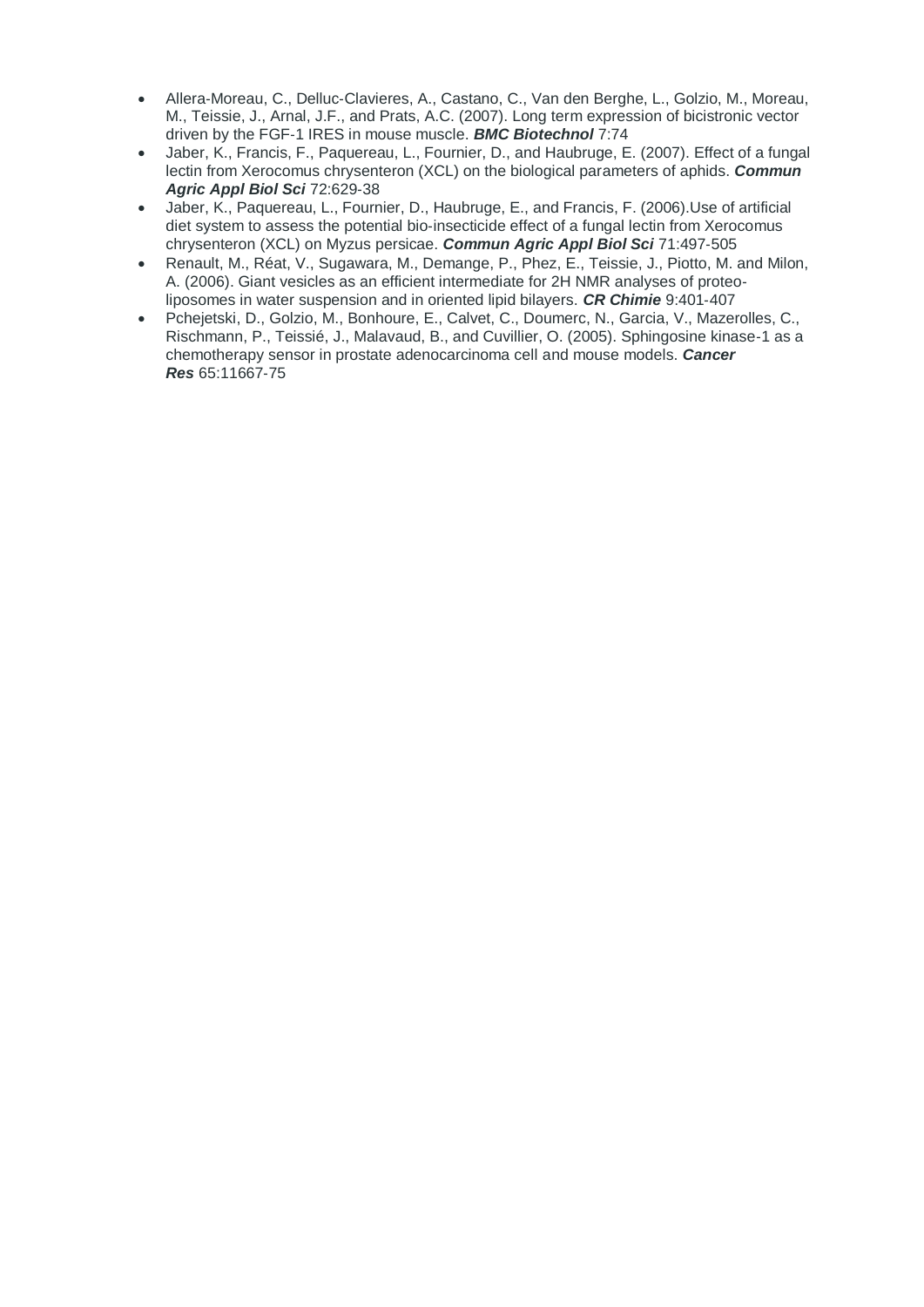- Allera-Moreau, C., Delluc-Clavieres, A., Castano, C., Van den Berghe, L., Golzio, M., Moreau, M., Teissie, J., Arnal, J.F., and Prats, A.C. (2007). Long term expression of bicistronic vector driven by the FGF-1 IRES in mouse muscle. ***BMC Biotechnol*** 7:74
- Jaber, K., Francis, F., Paquereau, L., Fournier, D., and Haubruge, E. (2007). Effect of a fungal lectin from Xerocomus chrysenteron (XCL) on the biological parameters of aphids. ***Commun Agric Appl Biol Sci*** 72:629-38
- Jaber, K., Paquereau, L., Fournier, D., Haubruge, E., and Francis, F. (2006).Use of artificial diet system to assess the potential bio-insecticide effect of a fungal lectin from Xerocomus chrysenteron (XCL) on Myzus persicae. ***Commun Agric Appl Biol Sci*** 71:497-505
- Renault, M., Réat, V., Sugawara, M., Demange, P., Phez, E., Teissie, J., Piotto, M. and Milon, A. (2006). Giant vesicles as an efficient intermediate for 2H NMR analyses of proteo-liposomes in water suspension and in oriented lipid bilayers. ***CR Chimie*** 9:401-407
- Pchejetski, D., Golzio, M., Bonhoure, E., Calvet, C., Doumerc, N., Garcia, V., Mazerolles, C., Rischmann, P., Teissié, J., Malavaud, B., and Cuvillier, O. (2005). Sphingosine kinase-1 as a chemotherapy sensor in prostate adenocarcinoma cell and mouse models. ***Cancer Res*** 65:11667-75